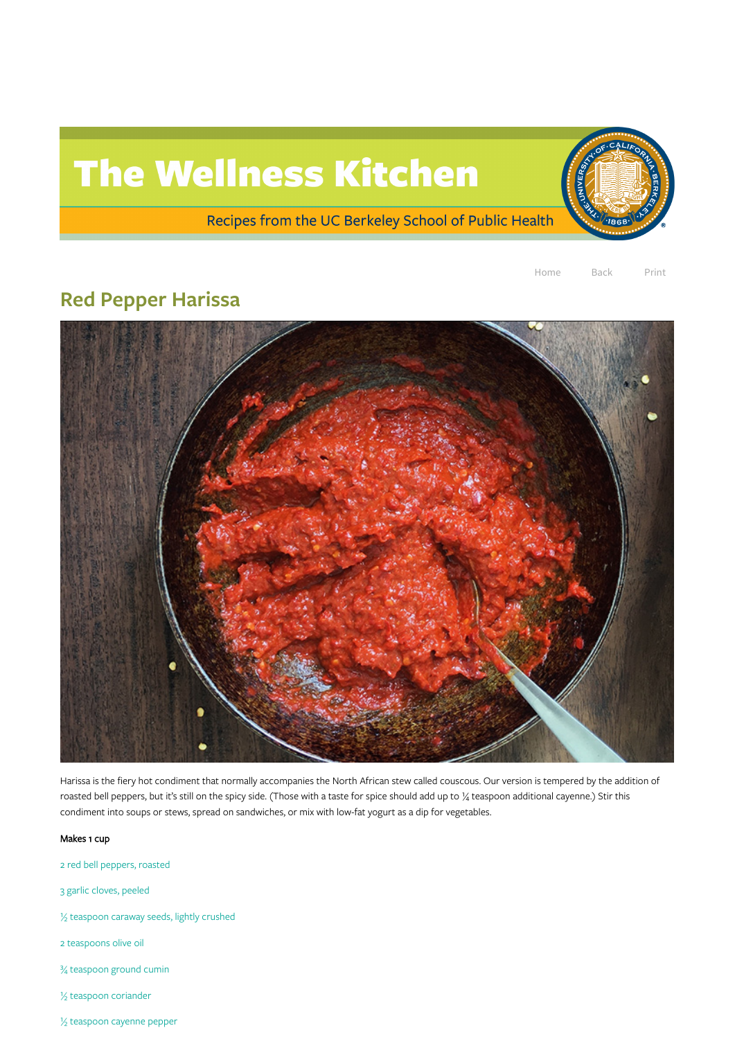# The Wellness Kitchen

Recipes from the UC Berkeley School of Public Health

Home Back Print

## Red Pepper Harissa

Harissa is the fiery hot condiment that normally accompanies the North African stew called couscous. Our version is tempered by the addition of roasted bell peppers, but it's still on the spicy side. (Those with a taste for spice should add up to ¼ teaspoon additional cayenne.) Stir this condiment into soups or stews, spread on sandwiches, or mix with low-fat yogurt as a dip for vegetables.

**Makes 1 cup**

2 red bell peppers, roasted

3 garlic cloves, peeled

½ teaspoon caraway seeds, lightly crushed

2 teaspoons olive oil

¾ teaspoon ground cumin

½ teaspoon coriander

½ teaspoon cayenne pepper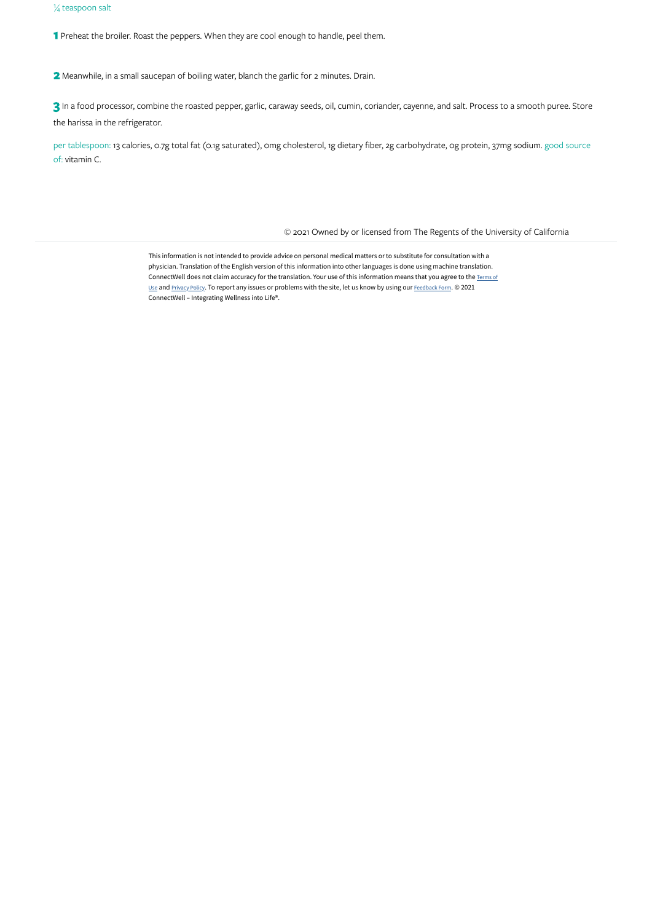¼ teaspoon salt

**1** Preheat the broiler. Roast the peppers. When they are cool enough to handle, peel them.

**2** Meanwhile, in a small saucepan of boiling water, blanch the garlic for 2 minutes. Drain.

**3** In a food processor, combine the roasted pepper, garlic, caraway seeds, oil, cumin, coriander, cayenne, and salt. Process to a smooth puree. Store the harissa in the refrigerator.

per tablespoon: 13 calories, 0.7g total fat (0.1g saturated), 0mg cholesterol, 1g dietary fiber, 2g carbohydrate, 0g protein, 37mg sodium. good source of: vitamin C.

© 2021 Owned by or licensed from The Regents of the University of California

This information is not intended to provide advice on personal medical matters or to substitute for consultation with a physician. Translation of the English version of this information into other languages is done using machine translation. ConnectWell does not claim accuracy for the translation. Your use of this information means that you agree to the Terms of Use and Privacy Policy. To report any issues or problems with the site, let us know by using our Feedback Form. © 2021 ConnectWell – Integrating Wellness into Life®.